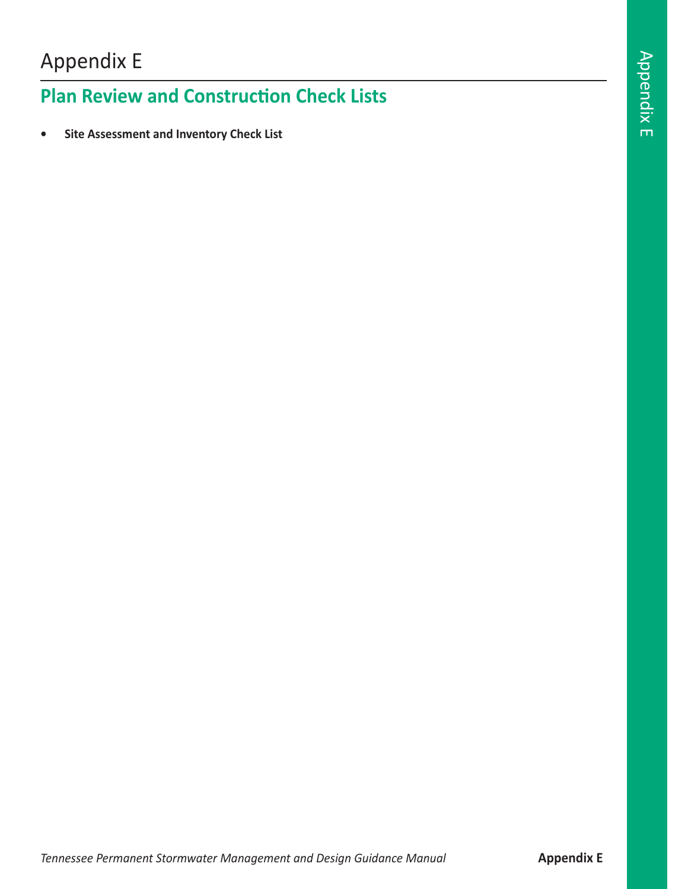# Appendix E

## Plan Review and Construction Check Lists

- **Site Assessment and Inventory Check List**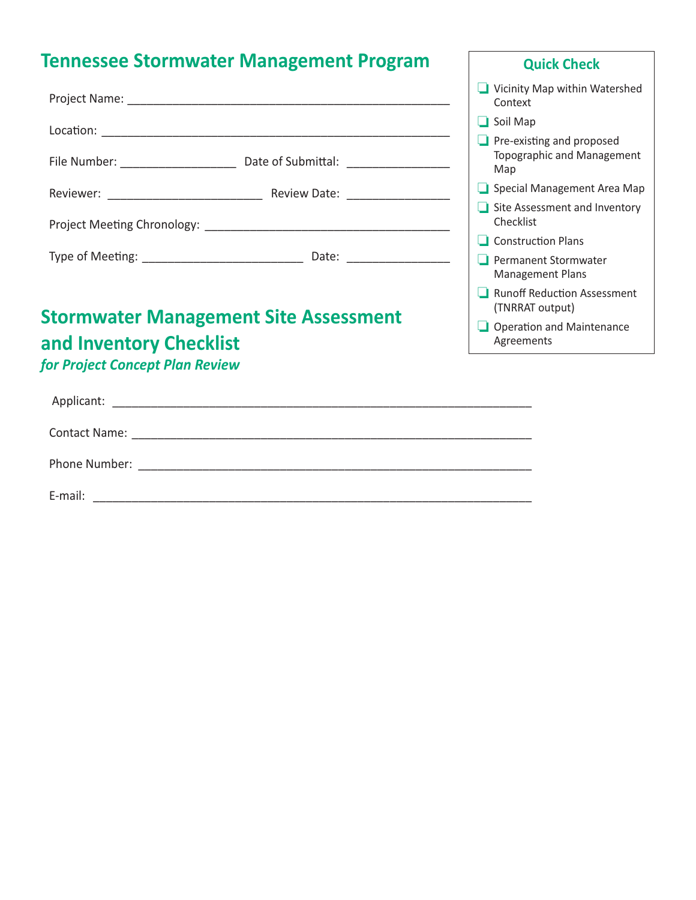# Tennessee Stormwater Management Program

Project Name: ______________________________________________

Location: ______________________________________________

File Number: __________________ Date of Submittal: ________________

Reviewer: ________________________ Review Date: ________________

Project Meeting Chronology: ____________________________________

Type of Meeting: _________________________ Date: ________________

### Quick Check

- ❑ Vicinity Map within Watershed Context
- ❑ Soil Map
- ❑ Pre-existing and proposed Topographic and Management Map
- ❑ Special Management Area Map
- ❑ Site Assessment and Inventory Checklist
- ❑ Construction Plans
- ❑ Permanent Stormwater Management Plans
- ❑ Runoff Reduction Assessment (TNRRAT output)
- ❑ Operation and Maintenance Agreements

## Stormwater Management Site Assessment and Inventory Checklist

*for Project Concept Plan Review*

Applicant: ____________________________________________________________

Contact Name: ____________________________________________________________

Phone Number: ____________________________________________________________

E-mail: ____________________________________________________________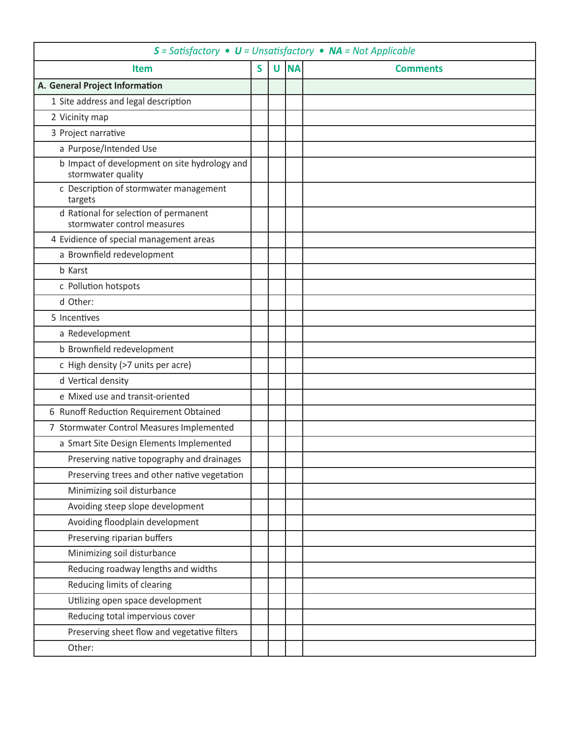*S = Satisfactory • U = Unsatisfactory • NA = Not Applicable*

| Item | S | U | NA | Comments |
|---|---|---|---|---|
| **A. General Project Information** | | | | |
| 1 Site address and legal description | | | | |
| 2 Vicinity map | | | | |
| 3 Project narrative | | | | |
| a Purpose/Intended Use | | | | |
| b Impact of development on site hydrology and stormwater quality | | | | |
| c Description of stormwater management targets | | | | |
| d Rational for selection of permanent stormwater control measures | | | | |
| 4 Evidence of special management areas | | | | |
| a Brownfield redevelopment | | | | |
| b Karst | | | | |
| c Pollution hotspots | | | | |
| d Other: | | | | |
| 5 Incentives | | | | |
| a Redevelopment | | | | |
| b Brownfield redevelopment | | | | |
| c High density (>7 units per acre) | | | | |
| d Vertical density | | | | |
| e Mixed use and transit-oriented | | | | |
| 6 Runoff Reduction Requirement Obtained | | | | |
| 7 Stormwater Control Measures Implemented | | | | |
| a Smart Site Design Elements Implemented | | | | |
| Preserving native topography and drainages | | | | |
| Preserving trees and other native vegetation | | | | |
| Minimizing soil disturbance | | | | |
| Avoiding steep slope development | | | | |
| Avoiding floodplain development | | | | |
| Preserving riparian buffers | | | | |
| Minimizing soil disturbance | | | | |
| Reducing roadway lengths and widths | | | | |
| Reducing limits of clearing | | | | |
| Utilizing open space development | | | | |
| Reducing total impervious cover | | | | |
| Preserving sheet flow and vegetative filters | | | | |
| Other: | | | | |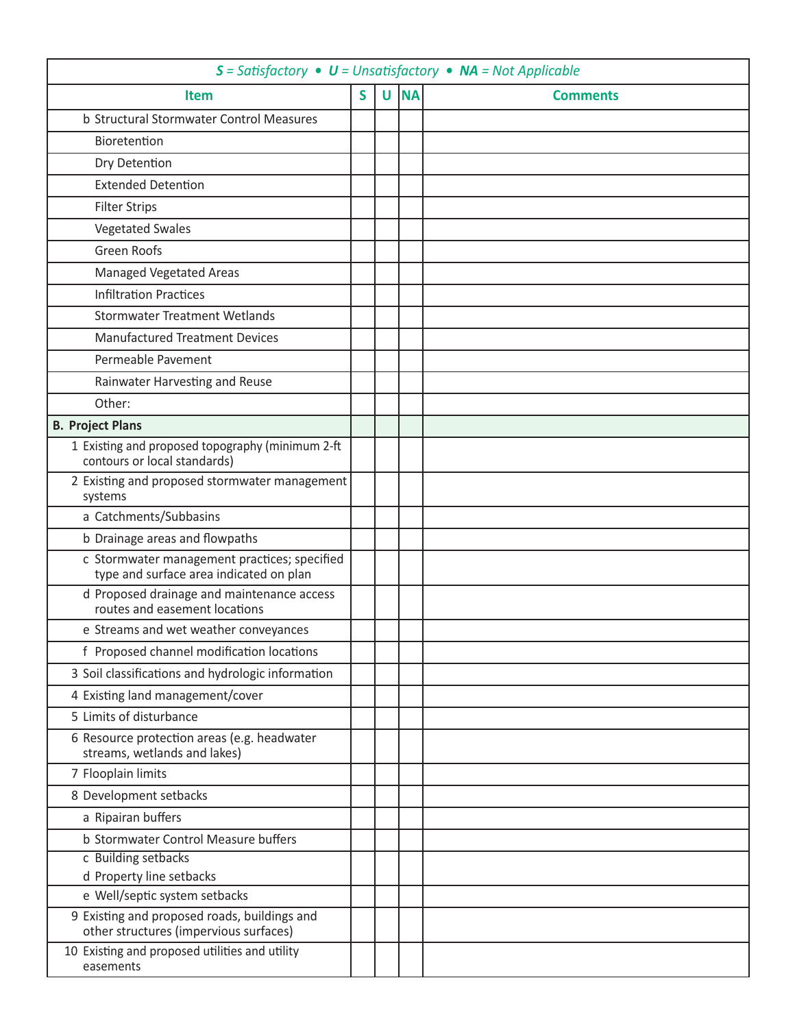*S = Satisfactory • U = Unsatisfactory • NA = Not Applicable*

| Item | S | U | NA | Comments |
|---|---|---|---|---|
| b Structural Stormwater Control Measures | | | | |
| Bioretention | | | | |
| Dry Detention | | | | |
| Extended Detention | | | | |
| Filter Strips | | | | |
| Vegetated Swales | | | | |
| Green Roofs | | | | |
| Managed Vegetated Areas | | | | |
| Infiltration Practices | | | | |
| Stormwater Treatment Wetlands | | | | |
| Manufactured Treatment Devices | | | | |
| Permeable Pavement | | | | |
| Rainwater Harvesting and Reuse | | | | |
| Other: | | | | |
| **B. Project Plans** | | | | |
| 1 Existing and proposed topography (minimum 2-ft contours or local standards) | | | | |
| 2 Existing and proposed stormwater management systems | | | | |
| a Catchments/Subbasins | | | | |
| b Drainage areas and flowpaths | | | | |
| c Stormwater management practices; specified type and surface area indicated on plan | | | | |
| d Proposed drainage and maintenance access routes and easement locations | | | | |
| e Streams and wet weather conveyances | | | | |
| f Proposed channel modification locations | | | | |
| 3 Soil classifications and hydrologic information | | | | |
| 4 Existing land management/cover | | | | |
| 5 Limits of disturbance | | | | |
| 6 Resource protection areas (e.g. headwater streams, wetlands and lakes) | | | | |
| 7 Flooplain limits | | | | |
| 8 Development setbacks | | | | |
| a Ripairan buffers | | | | |
| b Stormwater Control Measure buffers | | | | |
| c Building setbacks<br>d Property line setbacks | | | | |
| e Well/septic system setbacks | | | | |
| 9 Existing and proposed roads, buildings and other structures (impervious surfaces) | | | | |
| 10 Existing and proposed utilities and utility easements | | | | |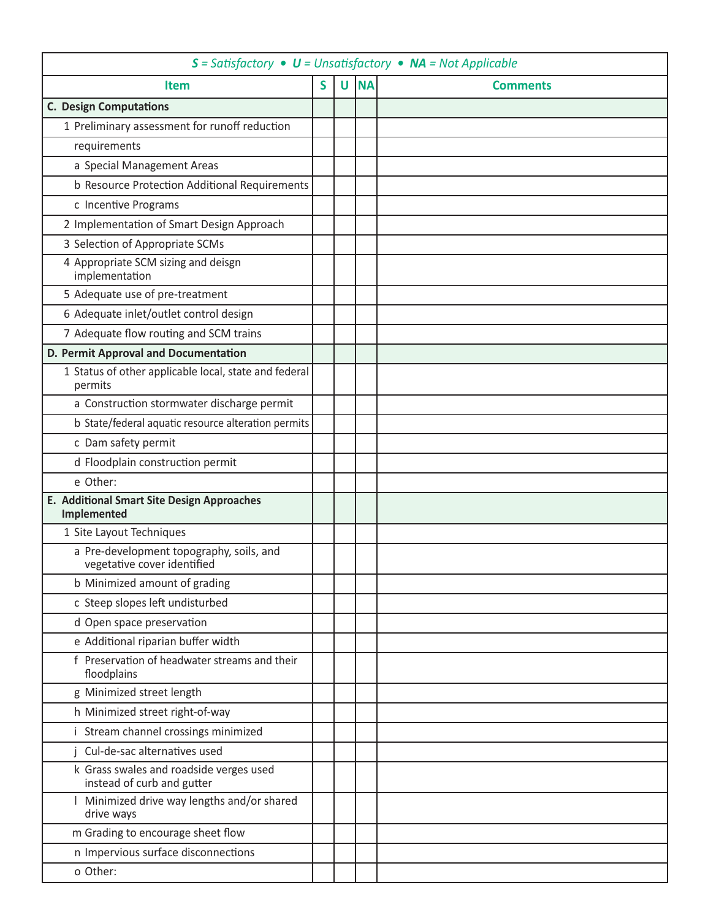| *S = Satisfactory • U = Unsatisfactory • NA = Not Applicable* | | | | |
|---|---|---|---|---|
| **Item** | **S** | **U** | **NA** | **Comments** |
| **C. Design Computations** | | | | |
| 1 Preliminary assessment for runoff reduction | | | | |
| requirements | | | | |
| a Special Management Areas | | | | |
| b Resource Protection Additional Requirements | | | | |
| c Incentive Programs | | | | |
| 2 Implementation of Smart Design Approach | | | | |
| 3 Selection of Appropriate SCMs | | | | |
| 4 Appropriate SCM sizing and deisgn implementation | | | | |
| 5 Adequate use of pre-treatment | | | | |
| 6 Adequate inlet/outlet control design | | | | |
| 7 Adequate flow routing and SCM trains | | | | |
| **D. Permit Approval and Documentation** | | | | |
| 1 Status of other applicable local, state and federal permits | | | | |
| a Construction stormwater discharge permit | | | | |
| b State/federal aquatic resource alteration permits | | | | |
| c Dam safety permit | | | | |
| d Floodplain construction permit | | | | |
| e Other: | | | | |
| **E. Additional Smart Site Design Approaches Implemented** | | | | |
| 1 Site Layout Techniques | | | | |
| a Pre-development topography, soils, and vegetative cover identified | | | | |
| b Minimized amount of grading | | | | |
| c Steep slopes left undisturbed | | | | |
| d Open space preservation | | | | |
| e Additional riparian buffer width | | | | |
| f Preservation of headwater streams and their floodplains | | | | |
| g Minimized street length | | | | |
| h Minimized street right-of-way | | | | |
| i Stream channel crossings minimized | | | | |
| j Cul-de-sac alternatives used | | | | |
| k Grass swales and roadside verges used instead of curb and gutter | | | | |
| l Minimized drive way lengths and/or shared drive ways | | | | |
| m Grading to encourage sheet flow | | | | |
| n Impervious surface disconnections | | | | |
| o Other: | | | | |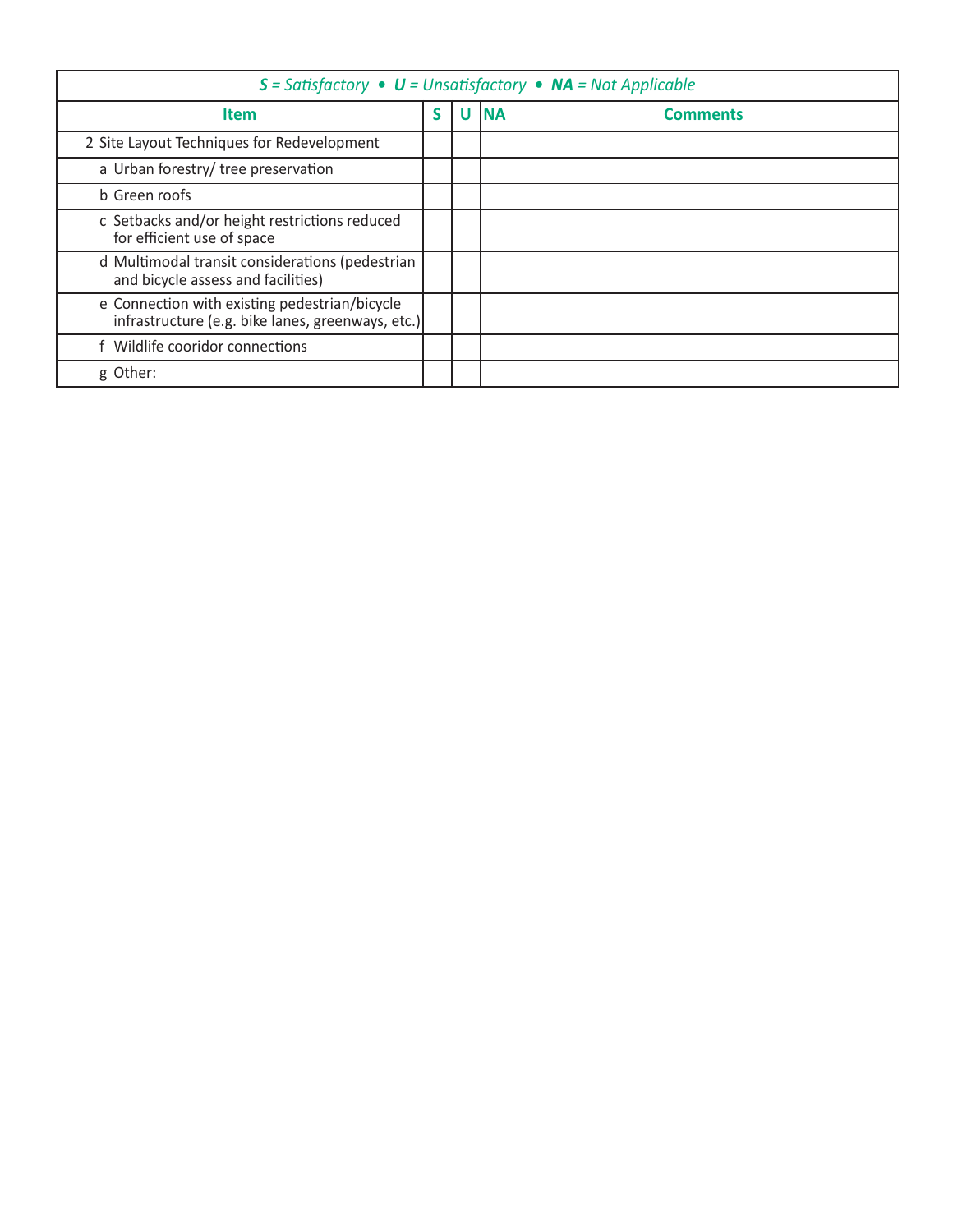*S = Satisfactory • U = Unsatisfactory • NA = Not Applicable*

| Item | S | U | NA | Comments |
|---|---|---|---|---|
| 2 Site Layout Techniques for Redevelopment | | | | |
| a Urban forestry/ tree preservation | | | | |
| b Green roofs | | | | |
| c Setbacks and/or height restrictions reduced for efficient use of space | | | | |
| d Multimodal transit considerations (pedestrian and bicycle assess and facilities) | | | | |
| e Connection with existing pedestrian/bicycle infrastructure (e.g. bike lanes, greenways, etc.) | | | | |
| f Wildlife cooridor connections | | | | |
| g Other: | | | | |